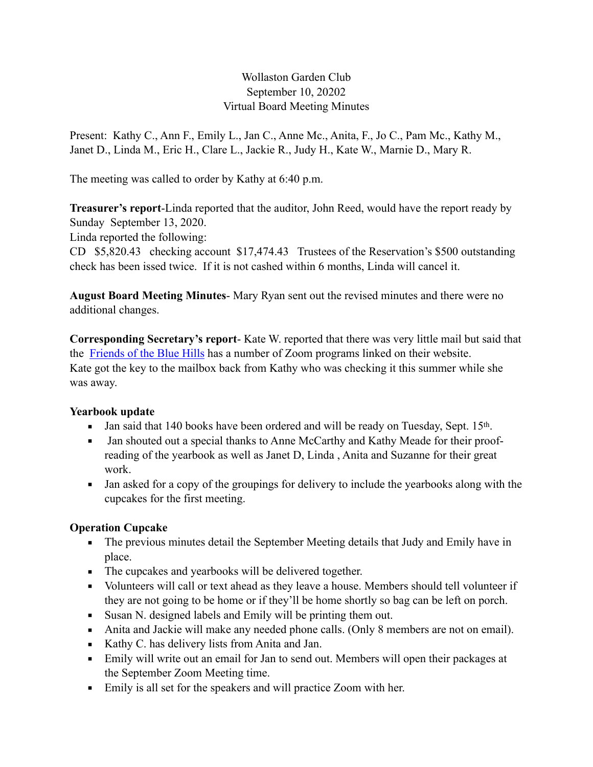Wollaston Garden Club
September 10, 20202
Virtual Board Meeting Minutes

Present: Kathy C., Ann F., Emily L., Jan C., Anne Mc., Anita, F., Jo C., Pam Mc., Kathy M., Janet D., Linda M., Eric H., Clare L., Jackie R., Judy H., Kate W., Marnie D., Mary R.

The meeting was called to order by Kathy at 6:40 p.m.

**Treasurer's report**-Linda reported that the auditor, John Reed, would have the report ready by Sunday September 13, 2020.
Linda reported the following:
CD $5,820.43 checking account $17,474.43 Trustees of the Reservation's $500 outstanding check has been issed twice. If it is not cashed within 6 months, Linda will cancel it.

**August Board Meeting Minutes**- Mary Ryan sent out the revised minutes and there were no additional changes.

**Corresponding Secretary's report**- Kate W. reported that there was very little mail but said that the Friends of the Blue Hills has a number of Zoom programs linked on their website. Kate got the key to the mailbox back from Kathy who was checking it this summer while she was away.

**Yearbook update**

- Jan said that 140 books have been ordered and will be ready on Tuesday, Sept. 15th.
- Jan shouted out a special thanks to Anne McCarthy and Kathy Meade for their proof-reading of the yearbook as well as Janet D, Linda , Anita and Suzanne for their great work.
- Jan asked for a copy of the groupings for delivery to include the yearbooks along with the cupcakes for the first meeting.

**Operation Cupcake**

- The previous minutes detail the September Meeting details that Judy and Emily have in place.
- The cupcakes and yearbooks will be delivered together.
- Volunteers will call or text ahead as they leave a house. Members should tell volunteer if they are not going to be home or if they'll be home shortly so bag can be left on porch.
- Susan N. designed labels and Emily will be printing them out.
- Anita and Jackie will make any needed phone calls. (Only 8 members are not on email).
- Kathy C. has delivery lists from Anita and Jan.
- Emily will write out an email for Jan to send out. Members will open their packages at the September Zoom Meeting time.
- Emily is all set for the speakers and will practice Zoom with her.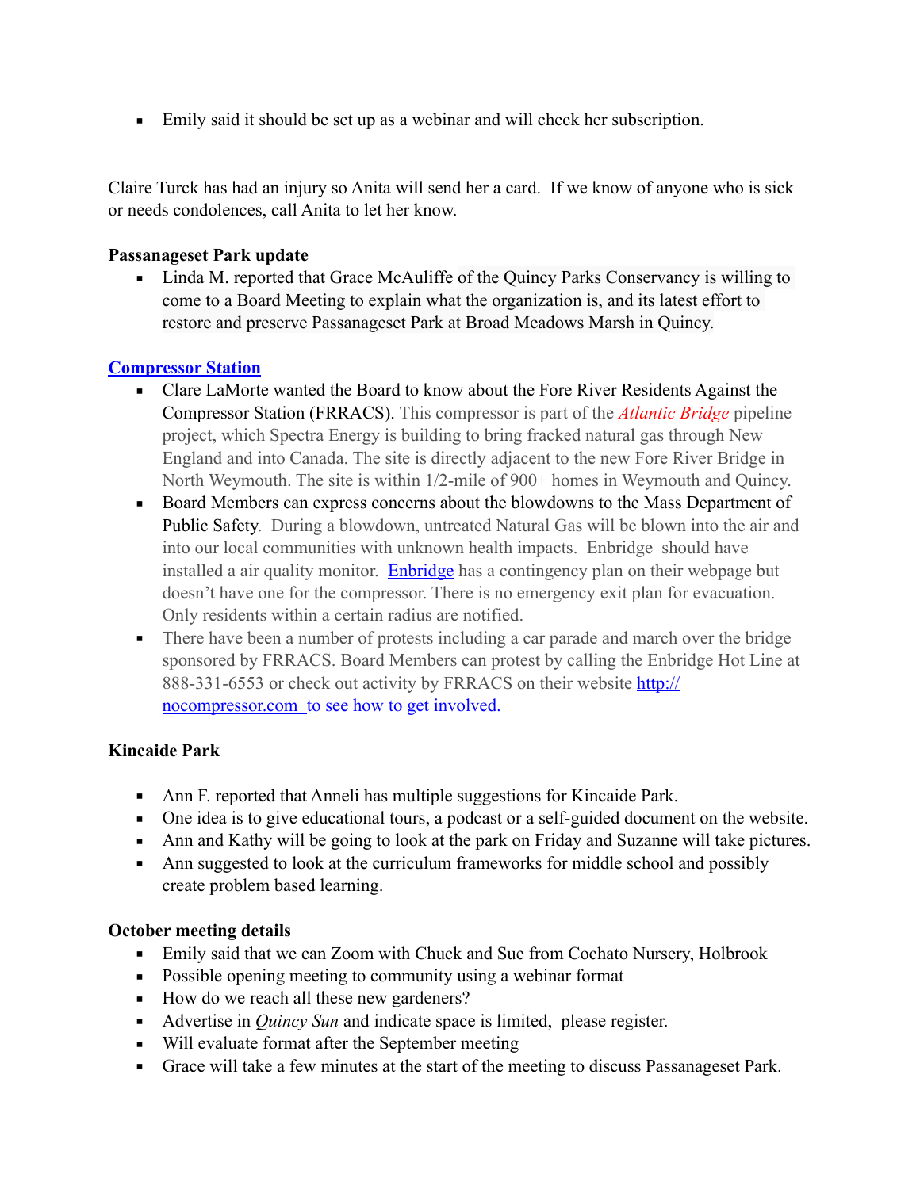- Emily said it should be set up as a webinar and will check her subscription.

Claire Turck has had an injury so Anita will send her a card. If we know of anyone who is sick or needs condolences, call Anita to let her know.

**Passanageset Park update**

- Linda M. reported that Grace McAuliffe of the Quincy Parks Conservancy is willing to come to a Board Meeting to explain what the organization is, and its latest effort to restore and preserve Passanageset Park at Broad Meadows Marsh in Quincy.

**Compressor Station**

- Clare LaMorte wanted the Board to know about the Fore River Residents Against the Compressor Station (FRRACS). This compressor is part of the *Atlantic Bridge* pipeline project, which Spectra Energy is building to bring fracked natural gas through New England and into Canada. The site is directly adjacent to the new Fore River Bridge in North Weymouth. The site is within 1/2-mile of 900+ homes in Weymouth and Quincy.
- Board Members can express concerns about the blowdowns to the Mass Department of Public Safety. During a blowdown, untreated Natural Gas will be blown into the air and into our local communities with unknown health impacts. Enbridge should have installed a air quality monitor. Enbridge has a contingency plan on their webpage but doesn't have one for the compressor. There is no emergency exit plan for evacuation. Only residents within a certain radius are notified.
- There have been a number of protests including a car parade and march over the bridge sponsored by FRRACS. Board Members can protest by calling the Enbridge Hot Line at 888-331-6553 or check out activity by FRRACS on their website http://nocompressor.com to see how to get involved.

**Kincaide Park**

- Ann F. reported that Anneli has multiple suggestions for Kincaide Park.
- One idea is to give educational tours, a podcast or a self-guided document on the website.
- Ann and Kathy will be going to look at the park on Friday and Suzanne will take pictures.
- Ann suggested to look at the curriculum frameworks for middle school and possibly create problem based learning.

**October meeting details**

- Emily said that we can Zoom with Chuck and Sue from Cochato Nursery, Holbrook
- Possible opening meeting to community using a webinar format
- How do we reach all these new gardeners?
- Advertise in *Quincy Sun* and indicate space is limited, please register.
- Will evaluate format after the September meeting
- Grace will take a few minutes at the start of the meeting to discuss Passanageset Park.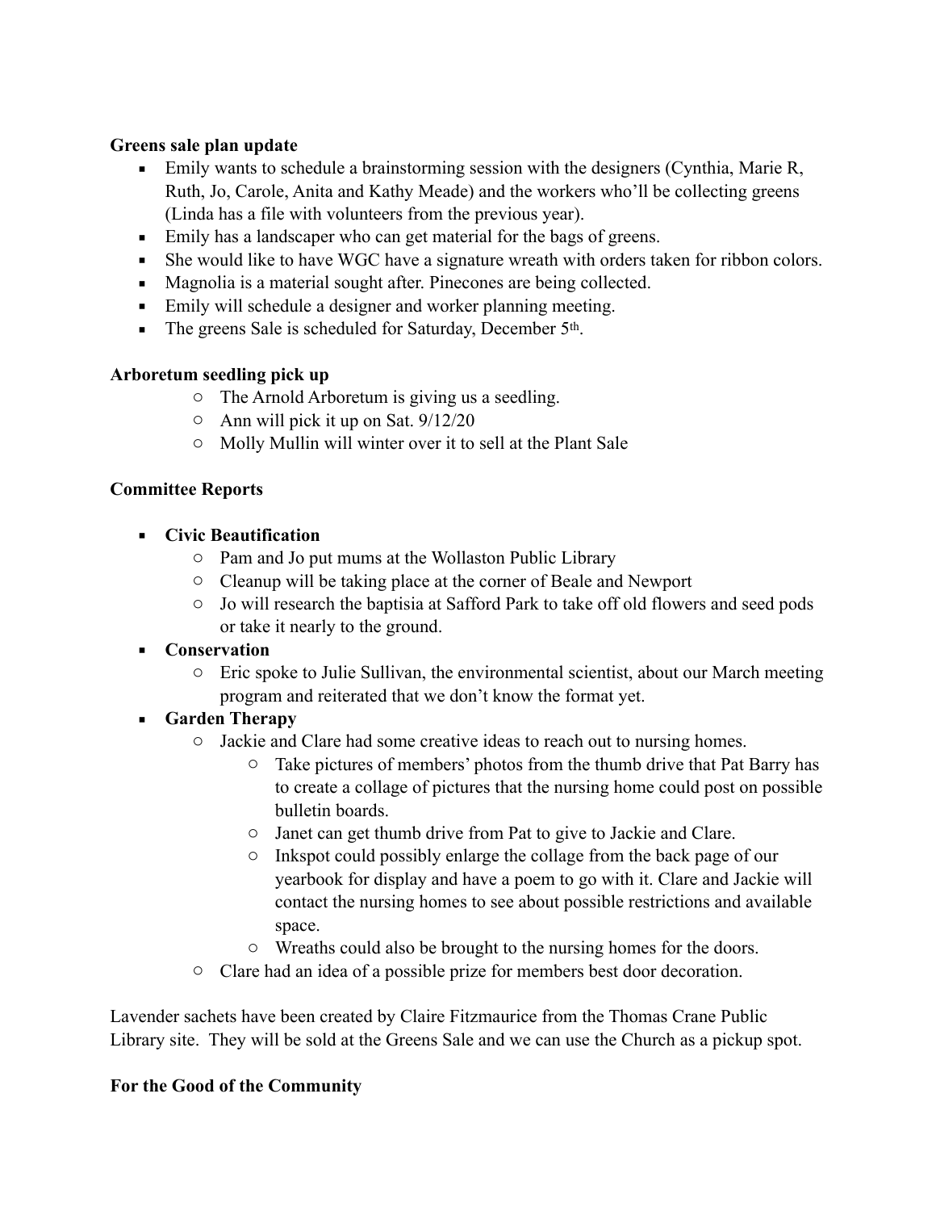**Greens sale plan update**

- Emily wants to schedule a brainstorming session with the designers (Cynthia, Marie R, Ruth, Jo, Carole, Anita and Kathy Meade) and the workers who'll be collecting greens (Linda has a file with volunteers from the previous year).
- Emily has a landscaper who can get material for the bags of greens.
- She would like to have WGC have a signature wreath with orders taken for ribbon colors.
- Magnolia is a material sought after. Pinecones are being collected.
- Emily will schedule a designer and worker planning meeting.
- The greens Sale is scheduled for Saturday, December 5th.

**Arboretum seedling pick up**

- The Arnold Arboretum is giving us a seedling.
- Ann will pick it up on Sat. 9/12/20
- Molly Mullin will winter over it to sell at the Plant Sale

**Committee Reports**

- **Civic Beautification**
  - Pam and Jo put mums at the Wollaston Public Library
  - Cleanup will be taking place at the corner of Beale and Newport
  - Jo will research the baptisia at Safford Park to take off old flowers and seed pods or take it nearly to the ground.
- **Conservation**
  - Eric spoke to Julie Sullivan, the environmental scientist, about our March meeting program and reiterated that we don't know the format yet.
- **Garden Therapy**
  - Jackie and Clare had some creative ideas to reach out to nursing homes.
    - Take pictures of members' photos from the thumb drive that Pat Barry has to create a collage of pictures that the nursing home could post on possible bulletin boards.
    - Janet can get thumb drive from Pat to give to Jackie and Clare.
    - Inkspot could possibly enlarge the collage from the back page of our yearbook for display and have a poem to go with it. Clare and Jackie will contact the nursing homes to see about possible restrictions and available space.
    - Wreaths could also be brought to the nursing homes for the doors.
  - Clare had an idea of a possible prize for members best door decoration.

Lavender sachets have been created by Claire Fitzmaurice from the Thomas Crane Public Library site. They will be sold at the Greens Sale and we can use the Church as a pickup spot.

**For the Good of the Community**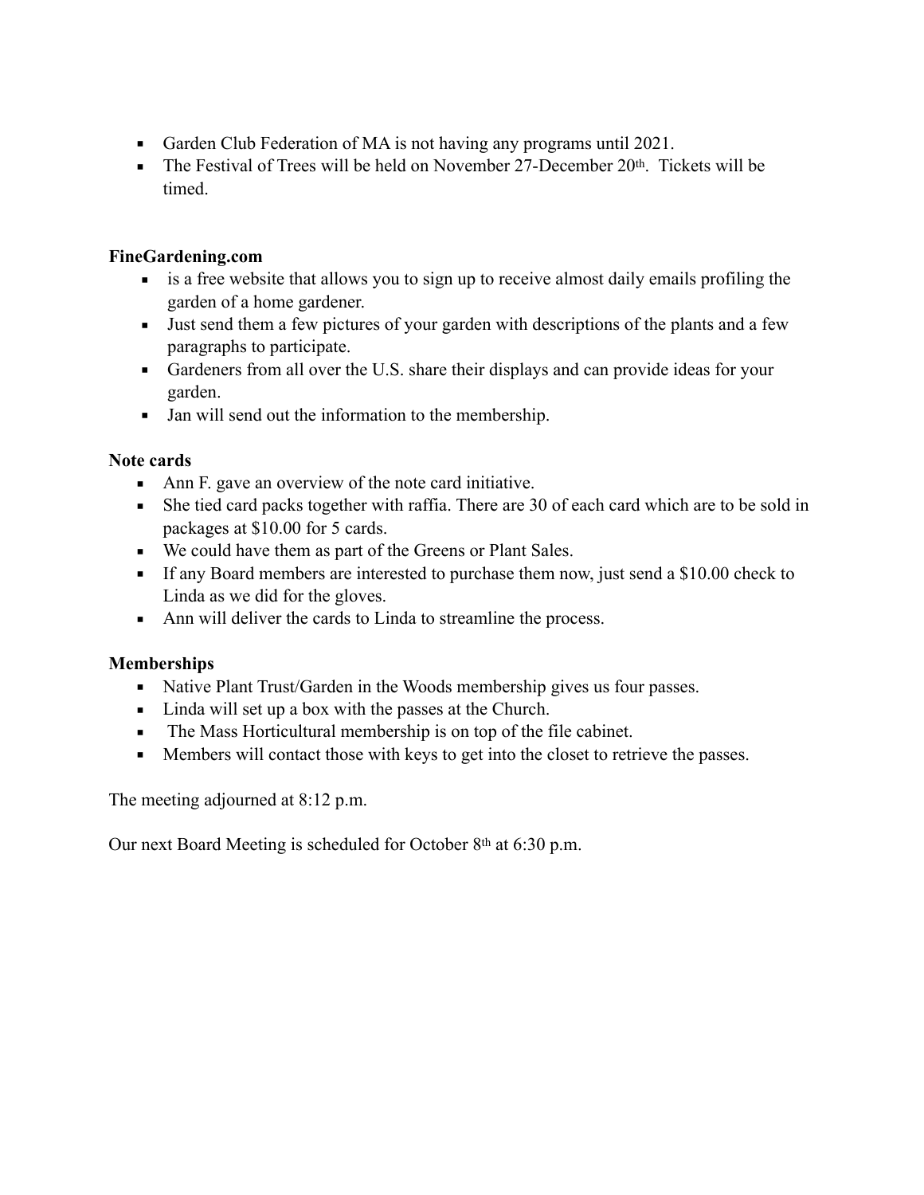- Garden Club Federation of MA is not having any programs until 2021.
- The Festival of Trees will be held on November 27-December 20th. Tickets will be timed.

**FineGardening.com**

- is a free website that allows you to sign up to receive almost daily emails profiling the garden of a home gardener.
- Just send them a few pictures of your garden with descriptions of the plants and a few paragraphs to participate.
- Gardeners from all over the U.S. share their displays and can provide ideas for your garden.
- Jan will send out the information to the membership.

**Note cards**

- Ann F. gave an overview of the note card initiative.
- She tied card packs together with raffia. There are 30 of each card which are to be sold in packages at $10.00 for 5 cards.
- We could have them as part of the Greens or Plant Sales.
- If any Board members are interested to purchase them now, just send a $10.00 check to Linda as we did for the gloves.
- Ann will deliver the cards to Linda to streamline the process.

**Memberships**

- Native Plant Trust/Garden in the Woods membership gives us four passes.
- Linda will set up a box with the passes at the Church.
- The Mass Horticultural membership is on top of the file cabinet.
- Members will contact those with keys to get into the closet to retrieve the passes.

The meeting adjourned at 8:12 p.m.

Our next Board Meeting is scheduled for October 8th at 6:30 p.m.